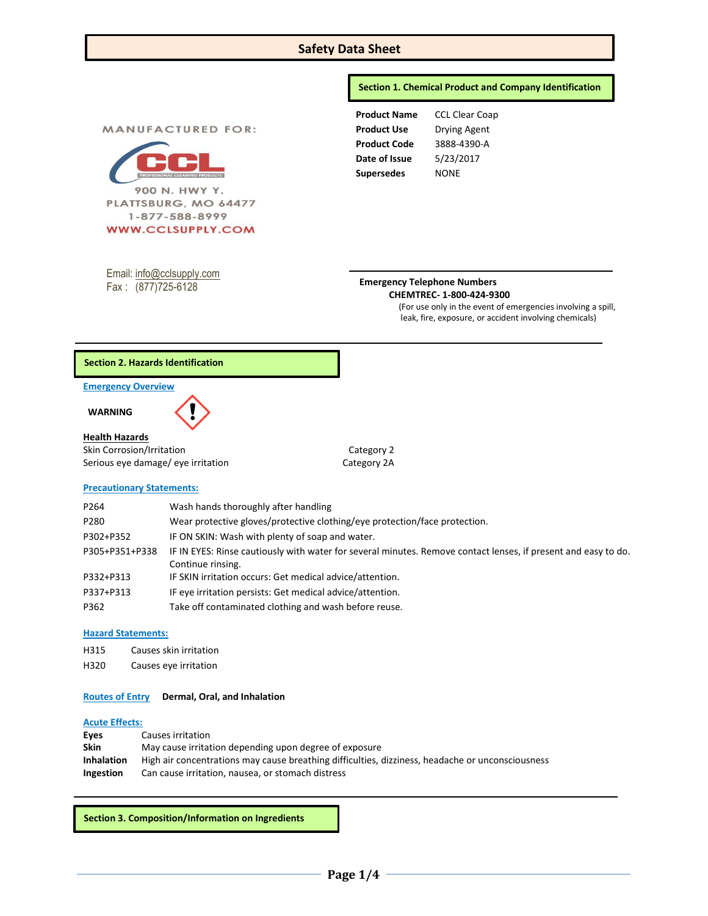# Safety Data Sheet

MANUFACTURED FOR:

CCL
PROFESSIONAL CLEANING PRODUCTS

900 N. HWY Y.
PLATTSBURG, MO 64477
1-877-588-8999
WWW.CCLSUPPLY.COM

Email: info@cclsupply.com
Fax : (877)725-6128

## Section 1. Chemical Product and Company Identification

| | |
|---|---|
| **Product Name** | CCL Clear Coap |
| **Product Use** | Drying Agent |
| **Product Code** | 3888-4390-A |
| **Date of Issue** | 5/23/2017 |
| **Supersedes** | NONE |

**Emergency Telephone Numbers**
**CHEMTREC- 1-800-424-9300**
(For use only in the event of emergencies involving a spill, leak, fire, exposure, or accident involving chemicals)

## Section 2. Hazards Identification

**Emergency Overview**

**WARNING**

**Health Hazards**

| | |
|---|---|
| Skin Corrosion/Irritation | Category 2 |
| Serious eye damage/ eye irritation | Category 2A |

**Precautionary Statements:**

| | |
|---|---|
| P264 | Wash hands thoroughly after handling |
| P280 | Wear protective gloves/protective clothing/eye protection/face protection. |
| P302+P352 | IF ON SKIN: Wash with plenty of soap and water. |
| P305+P351+P338 | IF IN EYES: Rinse cautiously with water for several minutes. Remove contact lenses, if present and easy to do. Continue rinsing. |
| P332+P313 | IF SKIN irritation occurs: Get medical advice/attention. |
| P337+P313 | IF eye irritation persists: Get medical advice/attention. |
| P362 | Take off contaminated clothing and wash before reuse. |

**Hazard Statements:**

| | |
|---|---|
| H315 | Causes skin irritation |
| H320 | Causes eye irritation |

**Routes of Entry** **Dermal, Oral, and Inhalation**

**Acute Effects:**

| | |
|---|---|
| **Eyes** | Causes irritation |
| **Skin** | May cause irritation depending upon degree of exposure |
| **Inhalation** | High air concentrations may cause breathing difficulties, dizziness, headache or unconsciousness |
| **Ingestion** | Can cause irritation, nausea, or stomach distress |

## Section 3. Composition/Information on Ingredients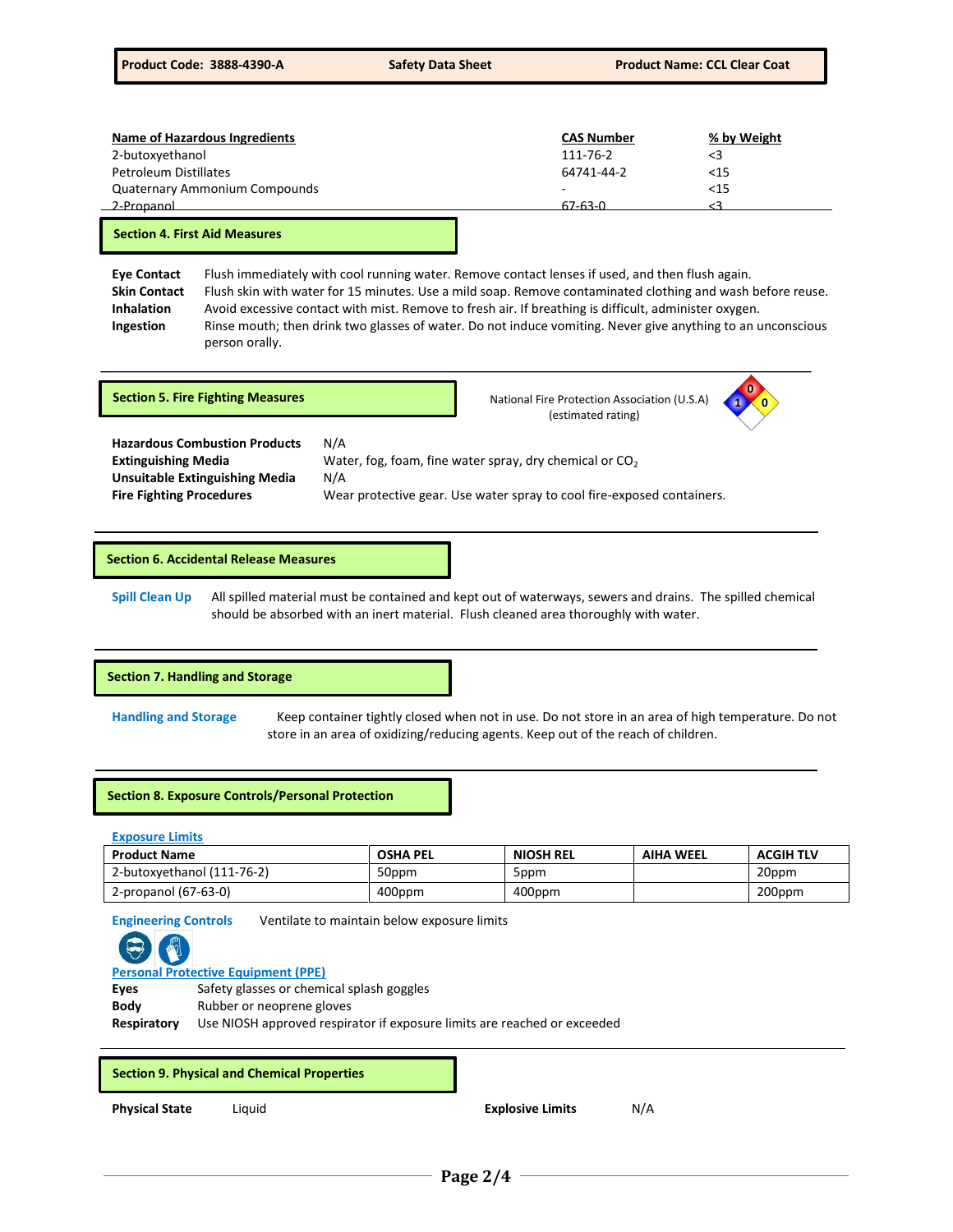| Name of Hazardous Ingredients | CAS Number | % by Weight |
| --- | --- | --- |
| 2-butoxyethanol | 111-76-2 | <3 |
| Petroleum Distillates | 64741-44-2 | <15 |
| Quaternary Ammonium Compounds | - | <15 |
| 2-Propanol | 67-63-0 | <3 |

## Section 4. First Aid Measures

**Eye Contact** Flush immediately with cool running water. Remove contact lenses if used, and then flush again.

**Skin Contact** Flush skin with water for 15 minutes. Use a mild soap. Remove contaminated clothing and wash before reuse.

**Inhalation** Avoid excessive contact with mist. Remove to fresh air. If breathing is difficult, administer oxygen.

**Ingestion** Rinse mouth; then drink two glasses of water. Do not induce vomiting. Never give anything to an unconscious person orally.

## Section 5. Fire Fighting Measures

National Fire Protection Association (U.S.A) (estimated rating)

0 1 0

**Hazardous Combustion Products** N/A

**Extinguishing Media** Water, fog, foam, fine water spray, dry chemical or $CO_2$

**Unsuitable Extinguishing Media** N/A

**Fire Fighting Procedures** Wear protective gear. Use water spray to cool fire-exposed containers.

## Section 6. Accidental Release Measures

**Spill Clean Up** All spilled material must be contained and kept out of waterways, sewers and drains. The spilled chemical should be absorbed with an inert material. Flush cleaned area thoroughly with water.

## Section 7. Handling and Storage

**Handling and Storage** Keep container tightly closed when not in use. Do not store in an area of high temperature. Do not store in an area of oxidizing/reducing agents. Keep out of the reach of children.

## Section 8. Exposure Controls/Personal Protection

**Exposure Limits**

| Product Name | OSHA PEL | NIOSH REL | AIHA WEEL | ACGIH TLV |
| --- | --- | --- | --- | --- |
| 2-butoxyethanol (111-76-2) | 50ppm | 5ppm | | 20ppm |
| 2-propanol (67-63-0) | 400ppm | 400ppm | | 200ppm |

**Engineering Controls** Ventilate to maintain below exposure limits

**Personal Protective Equipment (PPE)**

**Eyes** Safety glasses or chemical splash goggles

**Body** Rubber or neoprene gloves

**Respiratory** Use NIOSH approved respirator if exposure limits are reached or exceeded

## Section 9. Physical and Chemical Properties

**Physical State** Liquid

**Explosive Limits** N/A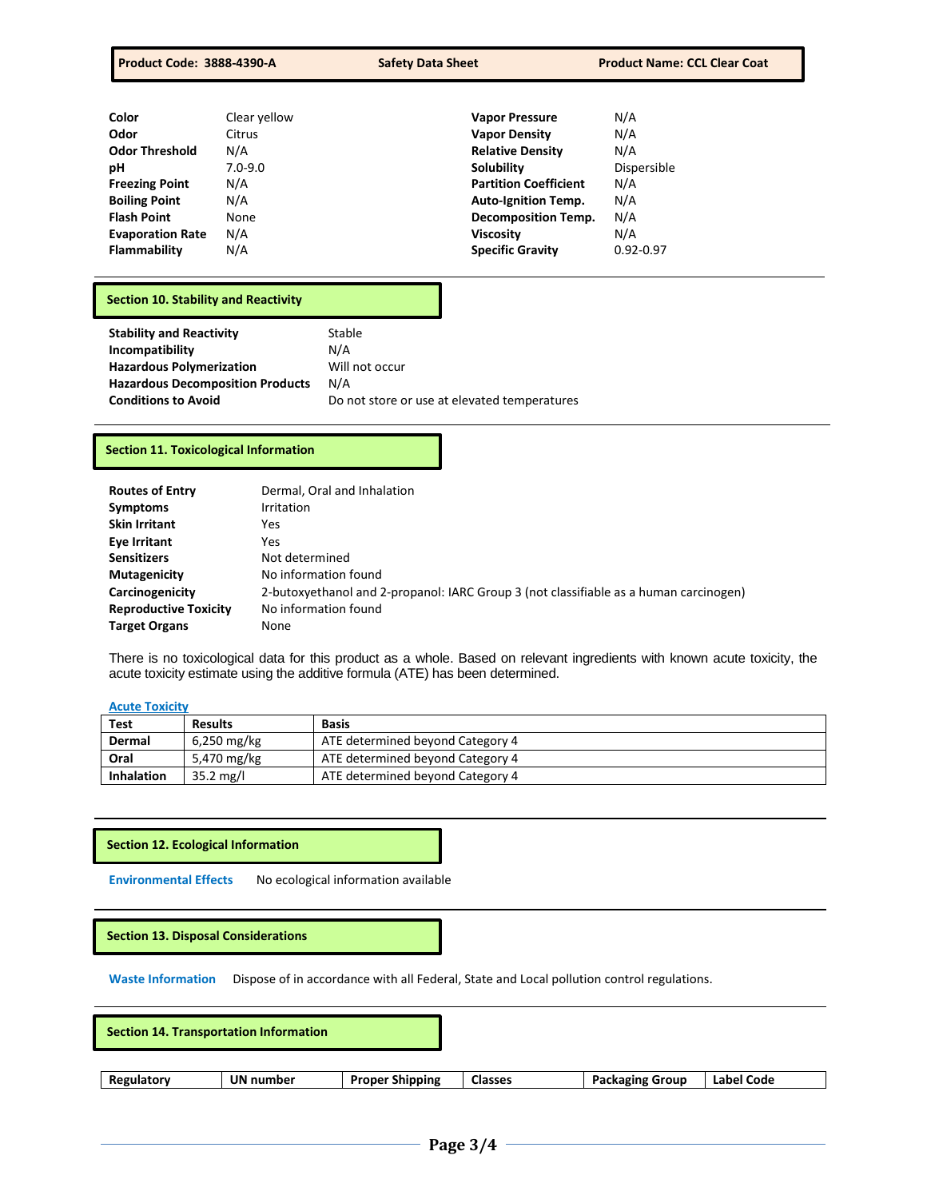| | | | |
|---|---|---|---|
| **Color** | Clear yellow | **Vapor Pressure** | N/A |
| **Odor** | Citrus | **Vapor Density** | N/A |
| **Odor Threshold** | N/A | **Relative Density** | N/A |
| **pH** | 7.0-9.0 | **Solubility** | Dispersible |
| **Freezing Point** | N/A | **Partition Coefficient** | N/A |
| **Boiling Point** | N/A | **Auto-Ignition Temp.** | N/A |
| **Flash Point** | None | **Decomposition Temp.** | N/A |
| **Evaporation Rate** | N/A | **Viscosity** | N/A |
| **Flammability** | N/A | **Specific Gravity** | 0.92-0.97 |

## Section 10. Stability and Reactivity

| | |
|---|---|
| **Stability and Reactivity** | Stable |
| **Incompatibility** | N/A |
| **Hazardous Polymerization** | Will not occur |
| **Hazardous Decomposition Products** | N/A |
| **Conditions to Avoid** | Do not store or use at elevated temperatures |

## Section 11. Toxicological Information

| | |
|---|---|
| **Routes of Entry** | Dermal, Oral and Inhalation |
| **Symptoms** | Irritation |
| **Skin Irritant** | Yes |
| **Eye Irritant** | Yes |
| **Sensitizers** | Not determined |
| **Mutagenicity** | No information found |
| **Carcinogenicity** | 2-butoxyethanol and 2-propanol: IARC Group 3 (not classifiable as a human carcinogen) |
| **Reproductive Toxicity** | No information found |
| **Target Organs** | None |

There is no toxicological data for this product as a whole. Based on relevant ingredients with known acute toxicity, the acute toxicity estimate using the additive formula (ATE) has been determined.

**Acute Toxicity**

| Test | Results | Basis |
|---|---|---|
| **Dermal** | 6,250 mg/kg | ATE determined beyond Category 4 |
| **Oral** | 5,470 mg/kg | ATE determined beyond Category 4 |
| **Inhalation** | 35.2 mg/l | ATE determined beyond Category 4 |

## Section 12. Ecological Information

**Environmental Effects** No ecological information available

## Section 13. Disposal Considerations

**Waste Information** Dispose of in accordance with all Federal, State and Local pollution control regulations.

## Section 14. Transportation Information

| Regulatory | UN number | Proper Shipping | Classes | Packaging Group | Label Code |
|---|---|---|---|---|---|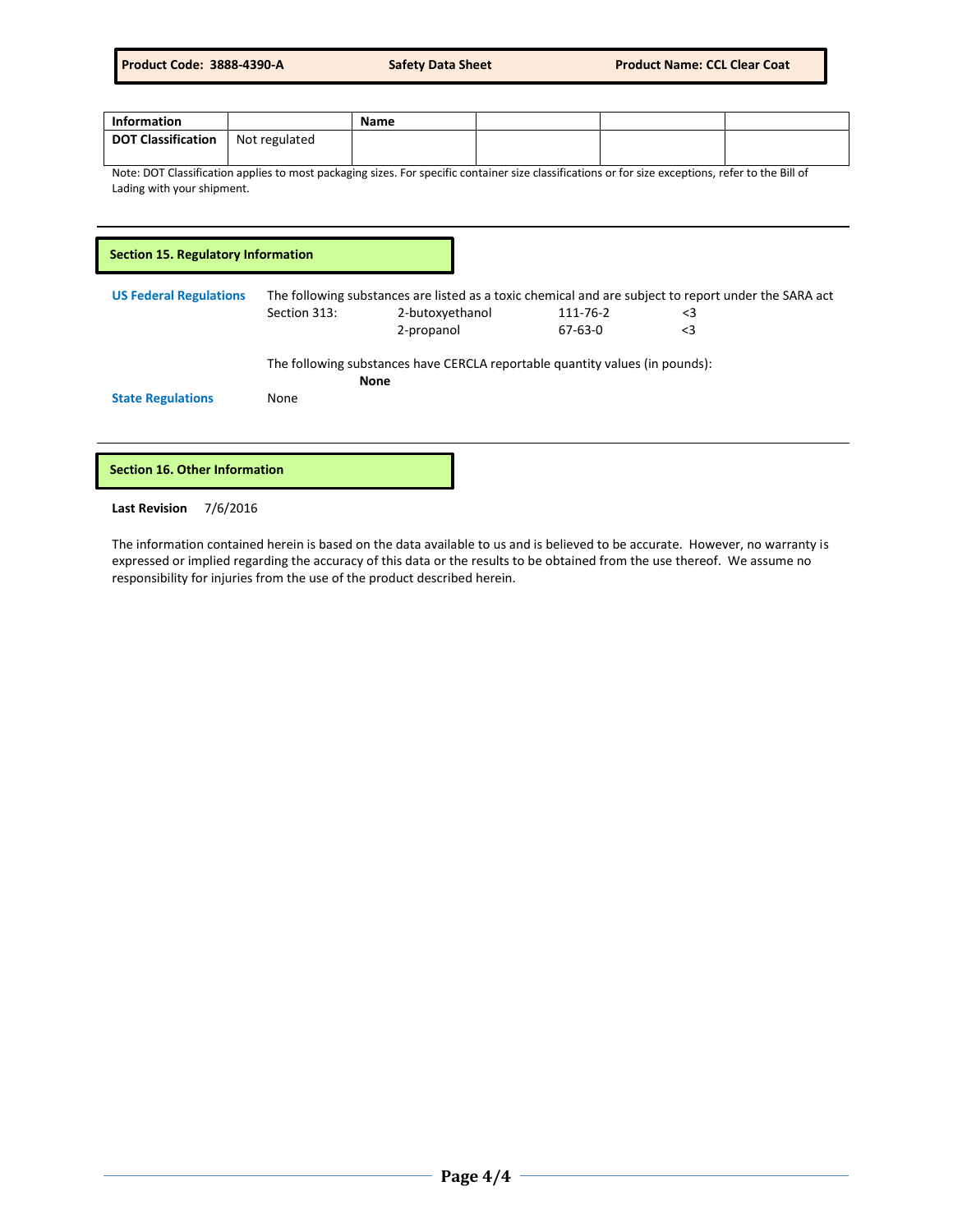| Information | | Name | | | |
|---|---|---|---|---|---|
| DOT Classification | Not regulated | | | | |

Note: DOT Classification applies to most packaging sizes. For specific container size classifications or for size exceptions, refer to the Bill of Lading with your shipment.

## Section 15. Regulatory Information

**US Federal Regulations**

The following substances are listed as a toxic chemical and are subject to report under the SARA act Section 313:

| | | |
|---|---|---|
| 2-butoxyethanol | 111-76-2 | <3 |
| 2-propanol | 67-63-0 | <3 |

The following substances have CERCLA reportable quantity values (in pounds):

**None**

**State Regulations** None

## Section 16. Other Information

**Last Revision** 7/6/2016

The information contained herein is based on the data available to us and is believed to be accurate. However, no warranty is expressed or implied regarding the accuracy of this data or the results to be obtained from the use thereof. We assume no responsibility for injuries from the use of the product described herein.